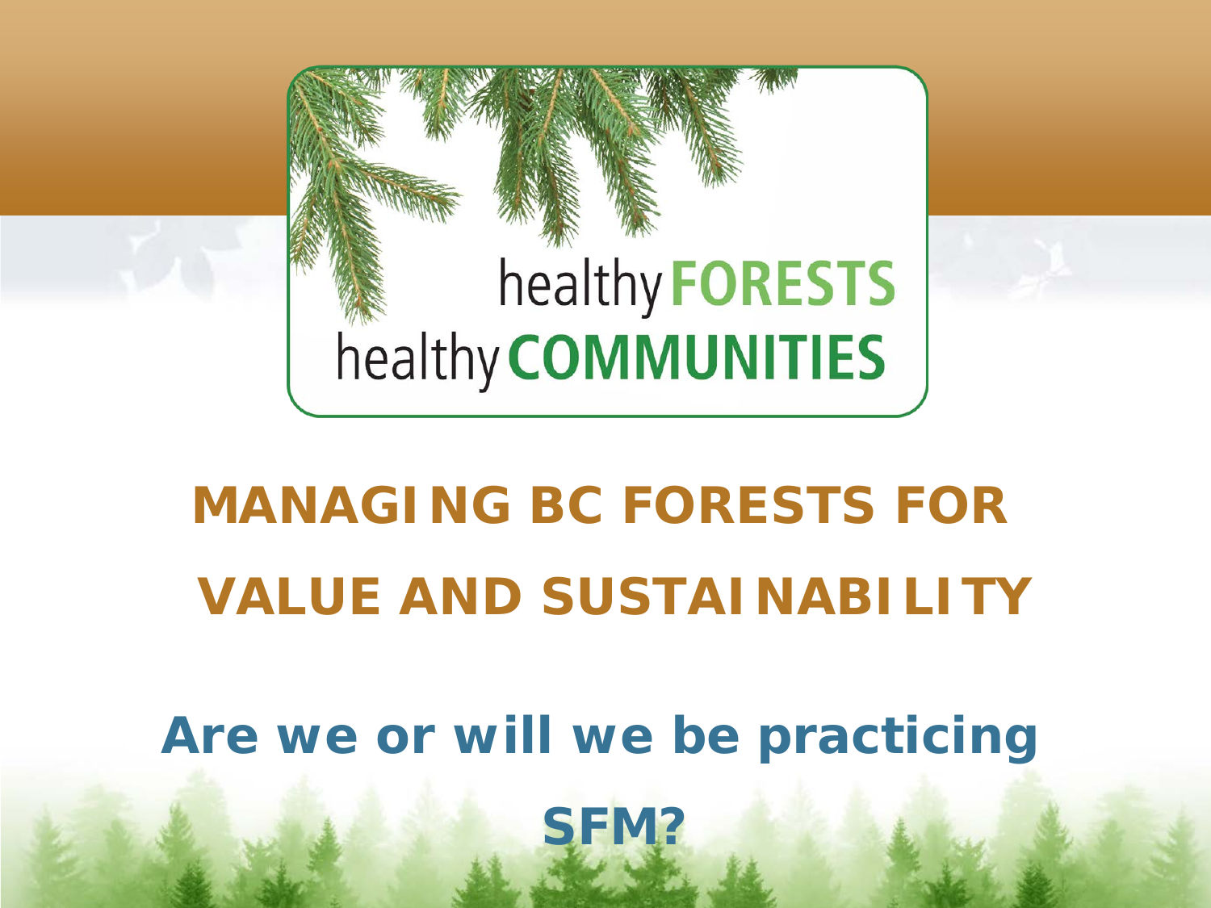healthy **FORESTS**
healthy **COMMUNITIES**

# MANAGING BC FORESTS FOR VALUE AND SUSTAINABILITY

## Are we or will we be practicing SFM?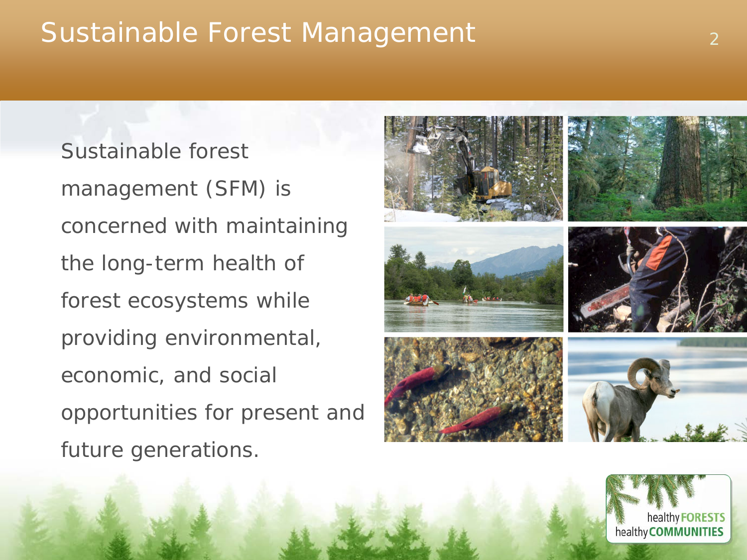# Sustainable Forest Management

Sustainable forest management (SFM) is concerned with maintaining the long-term health of forest ecosystems while providing environmental, economic, and social opportunities for present and future generations.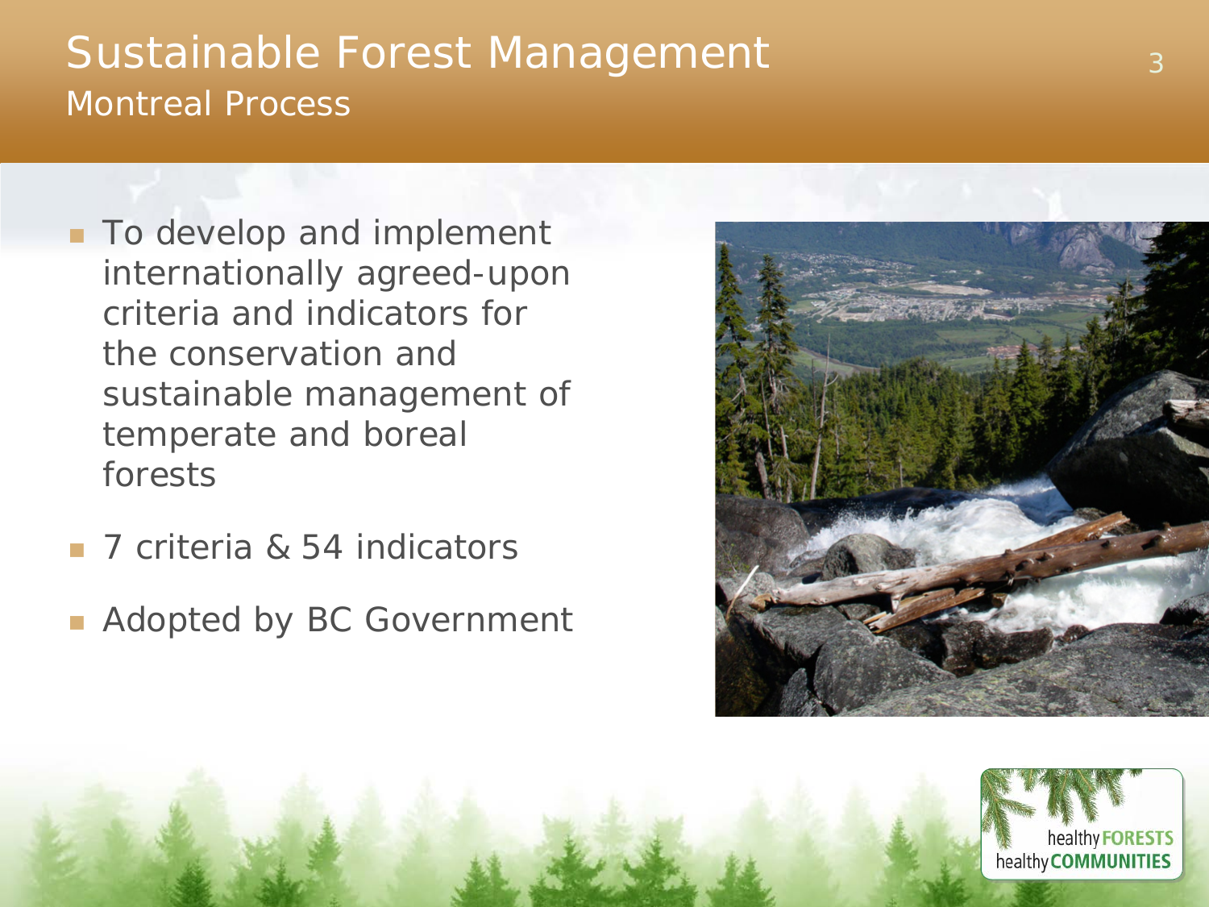# Sustainable Forest Management

## Montreal Process

- To develop and implement internationally agreed-upon criteria and indicators for the conservation and sustainable management of temperate and boreal forests
- 7 criteria & 54 indicators
- Adopted by BC Government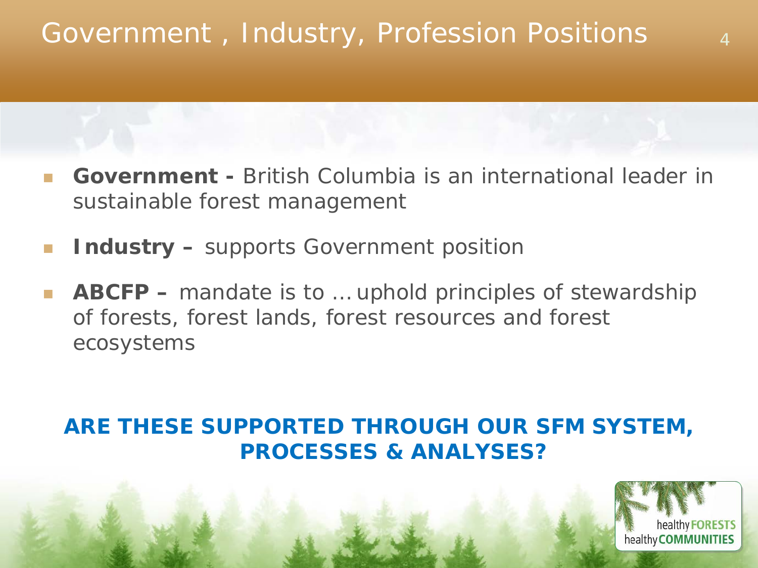# Government , Industry, Profession Positions

- **Government -** British Columbia is an international leader in sustainable forest management
- **Industry –** supports Government position
- **ABCFP –** mandate is to … uphold principles of stewardship of forests, forest lands, forest resources and forest ecosystems

**ARE THESE SUPPORTED THROUGH OUR SFM SYSTEM, PROCESSES & ANALYSES?**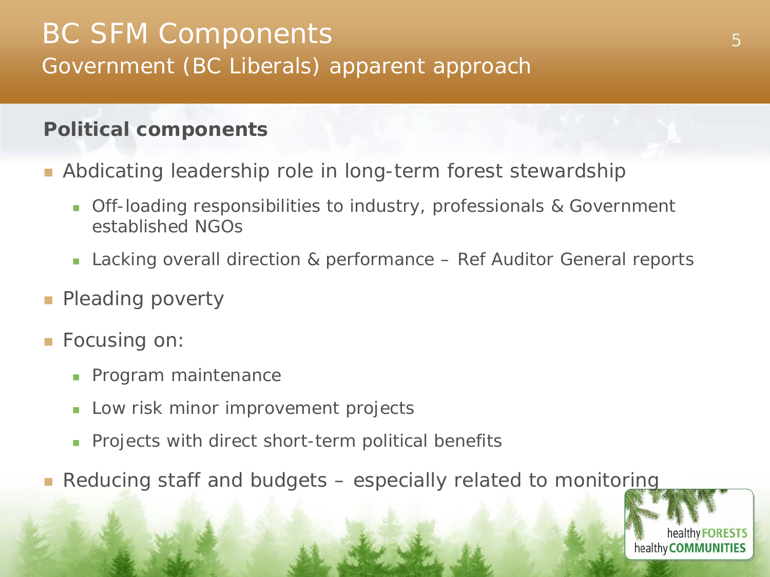# BC SFM Components

## Government (BC Liberals) apparent approach

**Political components**

- Abdicating leadership role in long-term forest stewardship
  - Off-loading responsibilities to industry, professionals & Government established NGOs
  - Lacking overall direction & performance – Ref Auditor General reports
- Pleading poverty
- Focusing on:
  - Program maintenance
  - Low risk minor improvement projects
  - Projects with direct short-term political benefits
- Reducing staff and budgets – especially related to monitoring

healthy FORESTS healthy COMMUNITIES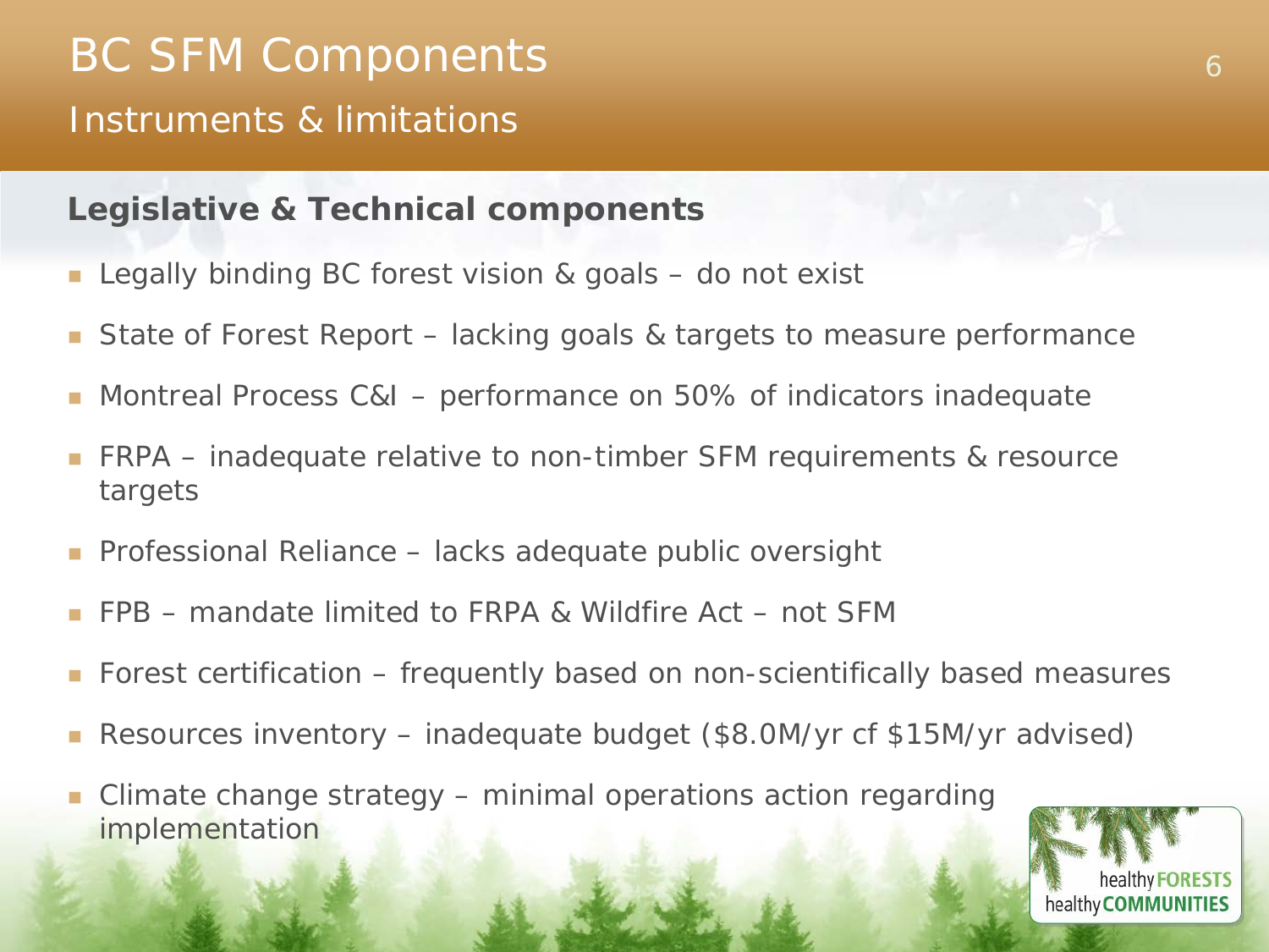# BC SFM Components

## Instruments & limitations

### Legislative & Technical components

- Legally binding BC forest vision & goals – do not exist
- State of Forest Report – lacking goals & targets to measure performance
- Montreal Process C&I – performance on 50% of indicators inadequate
- FRPA – inadequate relative to non-timber SFM requirements & resource targets
- Professional Reliance – lacks adequate public oversight
- FPB – mandate limited to FRPA & Wildfire Act – not SFM
- Forest certification – frequently based on non-scientifically based measures
- Resources inventory – inadequate budget ($8.0M/yr cf $15M/yr advised)
- Climate change strategy – minimal operations action regarding implementation

healthy FORESTS healthy COMMUNITIES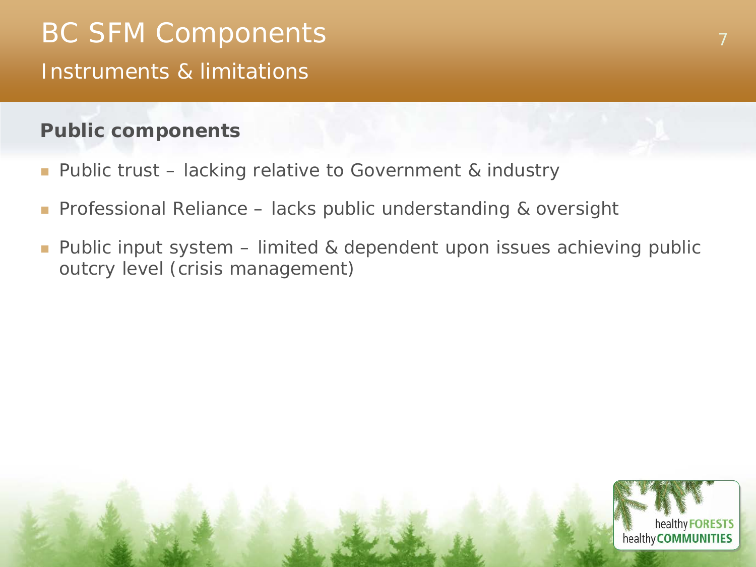# BC SFM Components

## Instruments & limitations

### Public components

- Public trust – lacking relative to Government & industry
- Professional Reliance – lacks public understanding & oversight
- Public input system – limited & dependent upon issues achieving public outcry level (crisis management)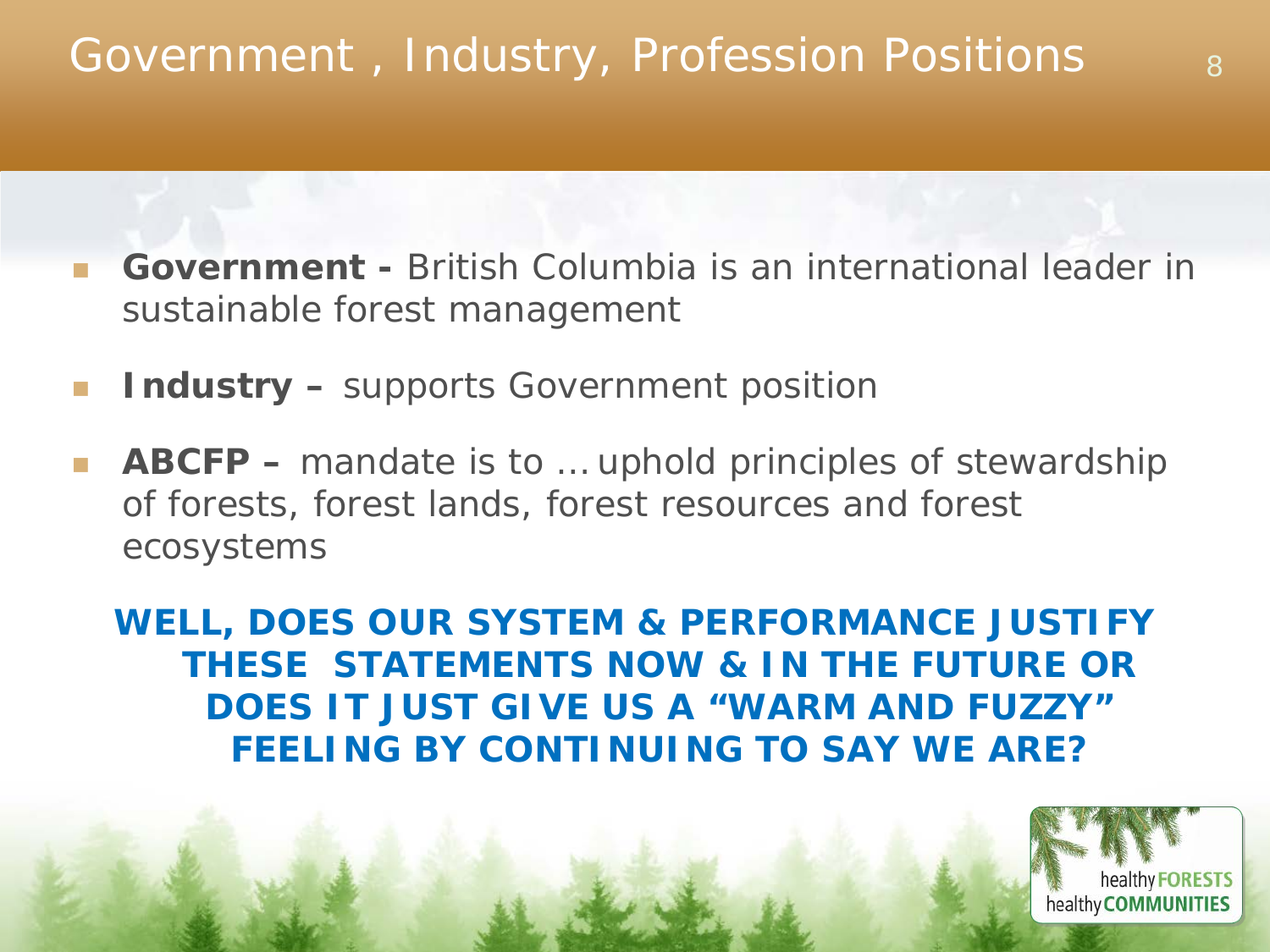# Government , Industry, Profession Positions

- **Government -** British Columbia is an international leader in sustainable forest management
- **Industry –** supports Government position
- **ABCFP –** mandate is to … uphold principles of stewardship of forests, forest lands, forest resources and forest ecosystems

**WELL, DOES OUR SYSTEM & PERFORMANCE JUSTIFY THESE STATEMENTS NOW & IN THE FUTURE OR DOES IT JUST GIVE US A "WARM AND FUZZY" FEELING BY CONTINUING TO SAY WE ARE?**

healthy FORESTS healthy COMMUNITIES